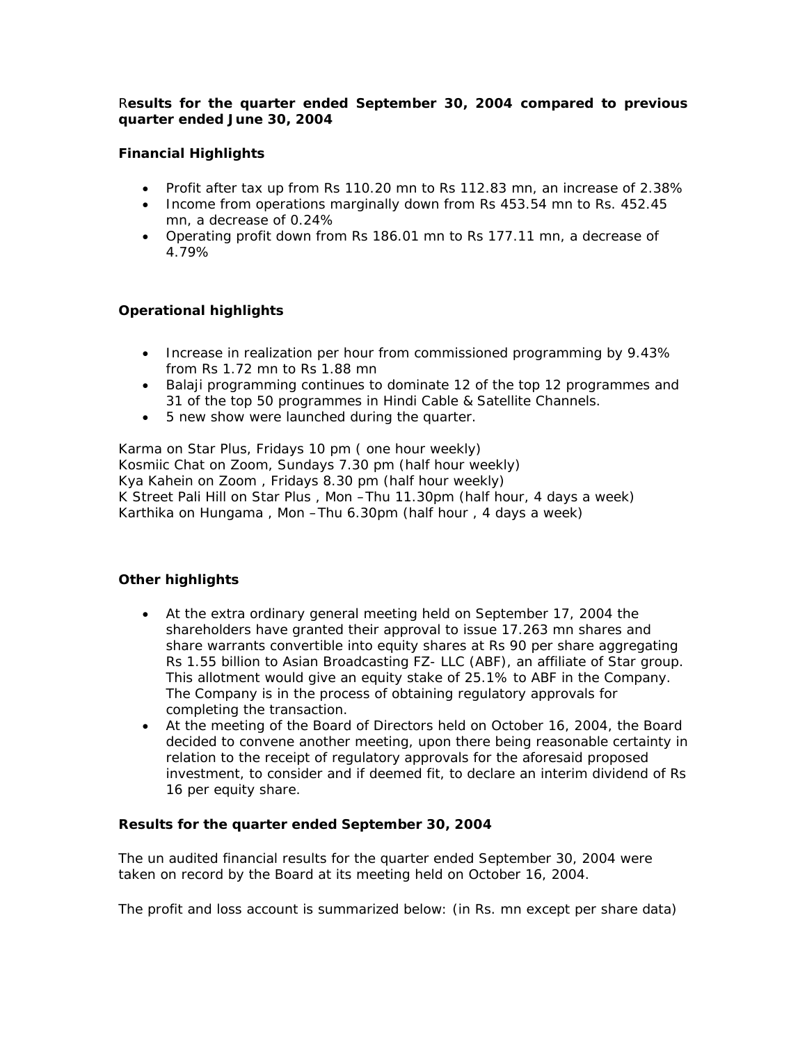**Results for the quarter ended September 30, 2004 compared to previous quarter ended June 30, 2004**

**Financial Highlights**

- Profit after tax up from Rs 110.20 mn to Rs 112.83 mn, an increase of 2.38%
- Income from operations marginally down from Rs 453.54 mn to Rs. 452.45 mn, a decrease of 0.24%
- Operating profit down from Rs 186.01 mn to Rs 177.11 mn, a decrease of 4.79%

**Operational highlights**

- Increase in realization per hour from commissioned programming by 9.43% from Rs 1.72 mn to Rs 1.88 mn
- Balaji programming continues to dominate 12 of the top 12 programmes and 31 of the top 50 programmes in Hindi Cable & Satellite Channels.
- 5 new show were launched during the quarter.

Karma on Star Plus, Fridays 10 pm ( one hour weekly)
Kosmiic Chat on Zoom, Sundays 7.30 pm (half hour weekly)
Kya Kahein on Zoom , Fridays 8.30 pm (half hour weekly)
K Street Pali Hill on Star Plus , Mon –Thu 11.30pm (half hour, 4 days a week)
Karthika on Hungama , Mon –Thu 6.30pm (half hour , 4 days a week)

**Other highlights**

- At the extra ordinary general meeting held on September 17, 2004 the shareholders have granted their approval to issue 17.263 mn shares and share warrants convertible into equity shares at Rs 90 per share aggregating Rs 1.55 billion to Asian Broadcasting FZ- LLC (ABF), an affiliate of Star group. This allotment would give an equity stake of 25.1% to ABF in the Company. The Company is in the process of obtaining regulatory approvals for completing the transaction.
- At the meeting of the Board of Directors held on October 16, 2004, the Board decided to convene another meeting, upon there being reasonable certainty in relation to the receipt of regulatory approvals for the aforesaid proposed investment, to consider and if deemed fit, to declare an interim dividend of Rs 16 per equity share.

**Results for the quarter ended September 30, 2004**

The un audited financial results for the quarter ended September 30, 2004 were taken on record by the Board at its meeting held on October 16, 2004.

The profit and loss account is summarized below: (in Rs. mn except per share data)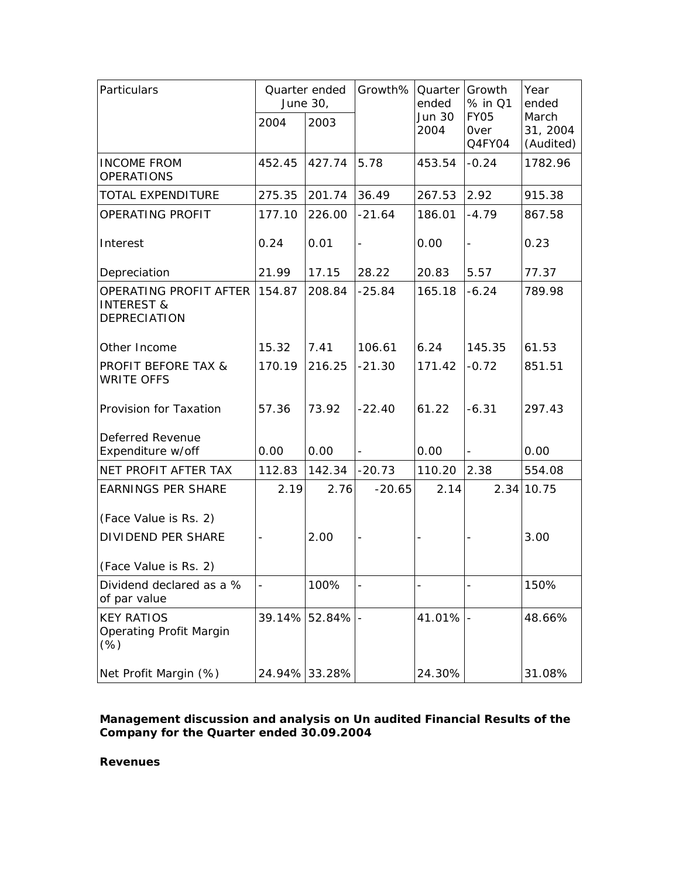| Particulars | Quarter ended June 30, | | Growth% | Quarter ended Jun 30 2004 | Growth % in Q1 FY05 0ver Q4FY04 | Year ended March 31, 2004 (Audited) |
|---|---|---|---|---|---|---|
| | 2004 | 2003 | | | | |
| INCOME FROM OPERATIONS | 452.45 | 427.74 | 5.78 | 453.54 | -0.24 | 1782.96 |
| TOTAL EXPENDITURE | 275.35 | 201.74 | 36.49 | 267.53 | 2.92 | 915.38 |
| OPERATING PROFIT | 177.10 | 226.00 | -21.64 | 186.01 | -4.79 | 867.58 |
| Interest | 0.24 | 0.01 | - | 0.00 | - | 0.23 |
| Depreciation | 21.99 | 17.15 | 28.22 | 20.83 | 5.57 | 77.37 |
| OPERATING PROFIT AFTER INTEREST & DEPRECIATION | 154.87 | 208.84 | -25.84 | 165.18 | -6.24 | 789.98 |
| Other Income | 15.32 | 7.41 | 106.61 | 6.24 | 145.35 | 61.53 |
| PROFIT BEFORE TAX & WRITE OFFS | 170.19 | 216.25 | -21.30 | 171.42 | -0.72 | 851.51 |
| Provision for Taxation | 57.36 | 73.92 | -22.40 | 61.22 | -6.31 | 297.43 |
| Deferred Revenue Expenditure w/off | 0.00 | 0.00 | - | 0.00 | - | 0.00 |
| NET PROFIT AFTER TAX | 112.83 | 142.34 | -20.73 | 110.20 | 2.38 | 554.08 |
| EARNINGS PER SHARE (Face Value is Rs. 2) | 2.19 | 2.76 | -20.65 | 2.14 | 2.34 | 10.75 |
| DIVIDEND PER SHARE (Face Value is Rs. 2) | - | 2.00 | - | - | - | 3.00 |
| Dividend declared as a % of par value | - | 100% | - | - | - | 150% |
| KEY RATIOS Operating Profit Margin (%) | 39.14% | 52.84% | - | 41.01% | - | 48.66% |
| Net Profit Margin (%) | 24.94% | 33.28% | | 24.30% | | 31.08% |

**Management discussion and analysis on Un audited Financial Results of the Company for the Quarter ended 30.09.2004**

**Revenues**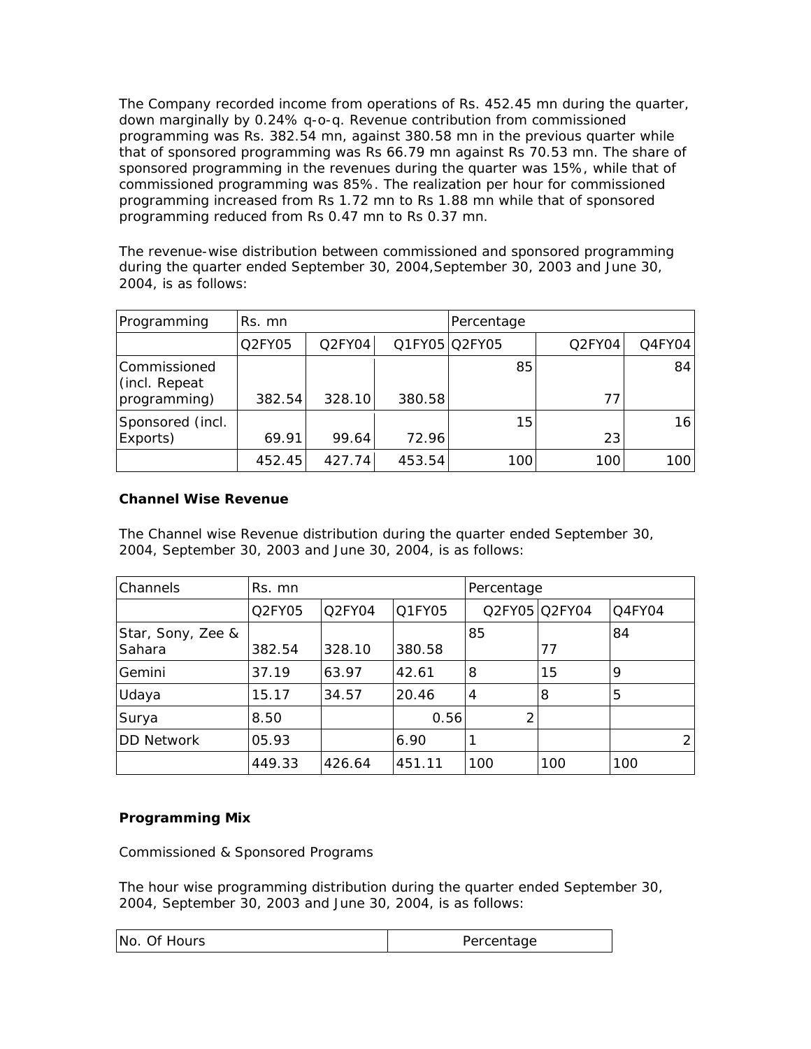The Company recorded income from operations of Rs. 452.45 mn during the quarter, down marginally by 0.24% q-o-q. Revenue contribution from commissioned programming was Rs. 382.54 mn, against 380.58 mn in the previous quarter while that of sponsored programming was Rs 66.79 mn against Rs 70.53 mn. The share of sponsored programming in the revenues during the quarter was 15%, while that of commissioned programming was 85%. The realization per hour for commissioned programming increased from Rs 1.72 mn to Rs 1.88 mn while that of sponsored programming reduced from Rs 0.47 mn to Rs 0.37 mn.

The revenue-wise distribution between commissioned and sponsored programming during the quarter ended September 30, 2004,September 30, 2003 and June 30, 2004, is as follows:

| Programming | Rs. mn | | | Percentage | | |
|---|---|---|---|---|---|---|
| | Q2FY05 | Q2FY04 | Q1FY05 | Q2FY05 | Q2FY04 | Q4FY04 |
| Commissioned (incl. Repeat programming) | 382.54 | 328.10 | 380.58 | 85 | 77 | 84 |
| Sponsored (incl. Exports) | 69.91 | 99.64 | 72.96 | 15 | 23 | 16 |
| | 452.45 | 427.74 | 453.54 | 100 | 100 | 100 |

**Channel Wise Revenue**

The Channel wise Revenue distribution during the quarter ended September 30, 2004, September 30, 2003 and June 30, 2004, is as follows:

| Channels | Rs. mn | | | Percentage | | |
|---|---|---|---|---|---|---|
| | Q2FY05 | Q2FY04 | Q1FY05 | Q2FY05 | Q2FY04 | Q4FY04 |
| Star, Sony, Zee & Sahara | 382.54 | 328.10 | 380.58 | 85 | 77 | 84 |
| Gemini | 37.19 | 63.97 | 42.61 | 8 | 15 | 9 |
| Udaya | 15.17 | 34.57 | 20.46 | 4 | 8 | 5 |
| Surya | 8.50 | | 0.56 | 2 | | |
| DD Network | 05.93 | | 6.90 | 1 | | 2 |
| | 449.33 | 426.64 | 451.11 | 100 | 100 | 100 |

**Programming Mix**

Commissioned & Sponsored Programs

The hour wise programming distribution during the quarter ended September 30, 2004, September 30, 2003 and June 30, 2004, is as follows:

| No. Of Hours | Percentage |
|---|---|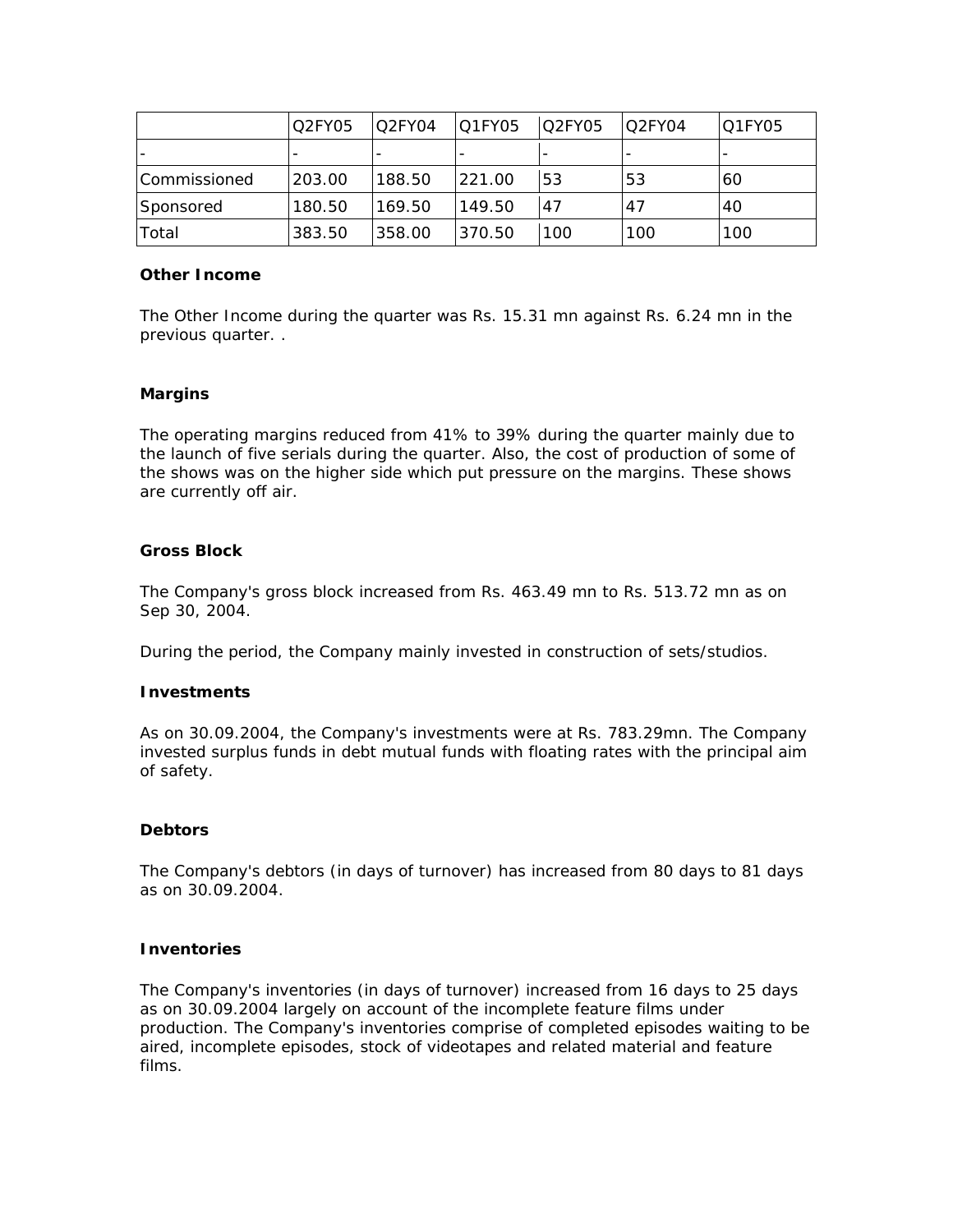| | Q2FY05 | Q2FY04 | Q1FY05 | Q2FY05 | Q2FY04 | Q1FY05 |
|---|---|---|---|---|---|---|
| - | - | - | - | - | - | - |
| Commissioned | 203.00 | 188.50 | 221.00 | 53 | 53 | 60 |
| Sponsored | 180.50 | 169.50 | 149.50 | 47 | 47 | 40 |
| Total | 383.50 | 358.00 | 370.50 | 100 | 100 | 100 |

**Other Income**

The Other Income during the quarter was Rs. 15.31 mn against Rs. 6.24 mn in the previous quarter. .

**Margins**

The operating margins reduced from 41% to 39% during the quarter mainly due to the launch of five serials during the quarter. Also, the cost of production of some of the shows was on the higher side which put pressure on the margins. These shows are currently off air.

**Gross Block**

The Company's gross block increased from Rs. 463.49 mn to Rs. 513.72 mn as on Sep 30, 2004.

During the period, the Company mainly invested in construction of sets/studios.

**Investments**

As on 30.09.2004, the Company's investments were at Rs. 783.29mn. The Company invested surplus funds in debt mutual funds with floating rates with the principal aim of safety.

**Debtors**

The Company's debtors (in days of turnover) has increased from 80 days to 81 days as on 30.09.2004.

**Inventories**

The Company's inventories (in days of turnover) increased from 16 days to 25 days as on 30.09.2004 largely on account of the incomplete feature films under production. The Company's inventories comprise of completed episodes waiting to be aired, incomplete episodes, stock of videotapes and related material and feature films.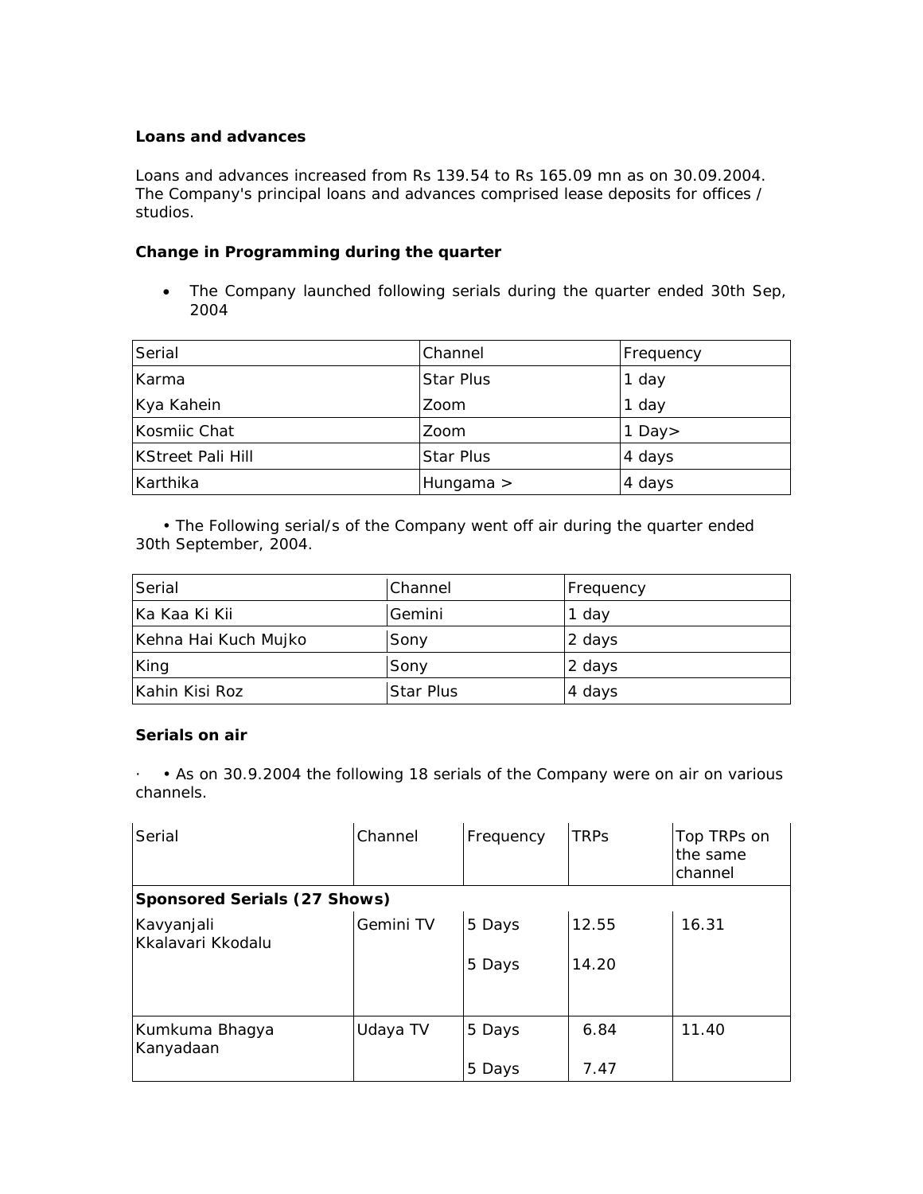**Loans and advances**

Loans and advances increased from Rs 139.54 to Rs 165.09 mn as on 30.09.2004. The Company's principal loans and advances comprised lease deposits for offices / studios.

**Change in Programming during the quarter**

- The Company launched following serials during the quarter ended 30th Sep, 2004

| Serial | Channel | Frequency |
|---|---|---|
| Karma | Star Plus | 1 day |
| Kya Kahein | Zoom | 1 day |
| Kosmiic Chat | Zoom | 1 Day> |
| KStreet Pali Hill | Star Plus | 4 days |
| Karthika | Hungama > | 4 days |

• The Following serial/s of the Company went off air during the quarter ended 30th September, 2004.

| Serial | Channel | Frequency |
|---|---|---|
| Ka Kaa Ki Kii | Gemini | 1 day |
| Kehna Hai Kuch Mujko | Sony | 2 days |
| King | Sony | 2 days |
| Kahin Kisi Roz | Star Plus | 4 days |

**Serials on air**

· • As on 30.9.2004 the following 18 serials of the Company were on air on various channels.

| Serial | Channel | Frequency | TRPs | Top TRPs on the same channel |
|---|---|---|---|---|
| **Sponsored Serials (27 Shows)** | | | | |
| Kavyanjali<br>Kkalavari Kkodalu | Gemini TV | 5 Days<br>5 Days | 12.55<br>14.20 | 16.31 |
| Kumkuma Bhagya<br>Kanyadaan | Udaya TV | 5 Days<br>5 Days | 6.84<br>7.47 | 11.40 |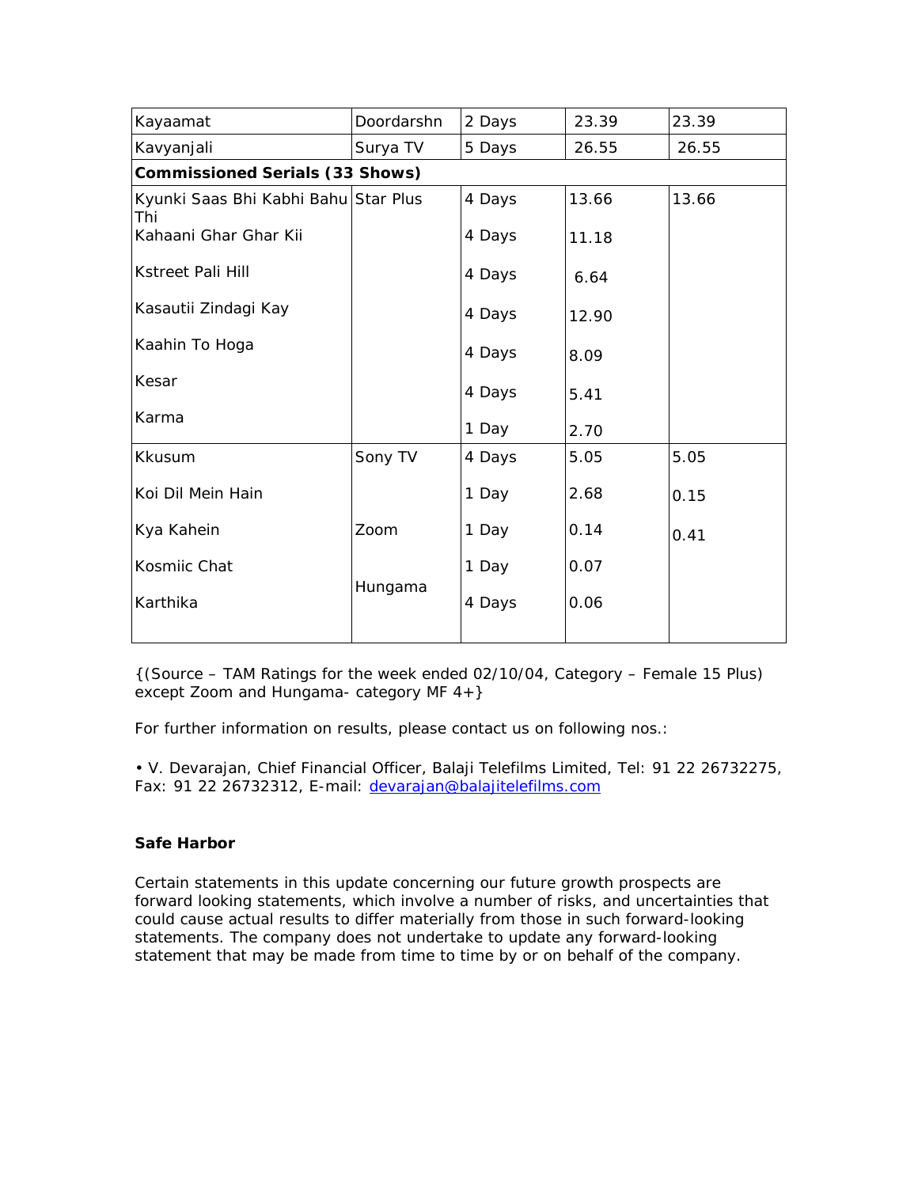| | | | | |
|---|---|---|---|---|
| Kayaamat | Doordarshn | 2 Days | 23.39 | 23.39 |
| Kavyanjali | Surya TV | 5 Days | 26.55 | 26.55 |
| **Commissioned Serials (33 Shows)** | | | | |
| Kyunki Saas Bhi Kabhi Bahu Thi | Star Plus | 4 Days | 13.66 | 13.66 |
| Kahaani Ghar Ghar Kii | | 4 Days | 11.18 | |
| Kstreet Pali Hill | | 4 Days | 6.64 | |
| Kasautii Zindagi Kay | | 4 Days | 12.90 | |
| Kaahin To Hoga | | 4 Days | 8.09 | |
| Kesar | | 4 Days | 5.41 | |
| Karma | | 1 Day | 2.70 | |
| Kkusum | Sony TV | 4 Days | 5.05 | 5.05 |
| Koi Dil Mein Hain | | 1 Day | 2.68 | 0.15 |
| Kya Kahein | Zoom | 1 Day | 0.14 | 0.41 |
| Kosmiic Chat | Hungama | 1 Day | 0.07 | |
| Karthika | | 4 Days | 0.06 | |

{(Source – TAM Ratings for the week ended 02/10/04, Category – Female 15 Plus) except Zoom and Hungama- category MF 4+}

For further information on results, please contact us on following nos.:

• V. Devarajan, Chief Financial Officer, Balaji Telefilms Limited, Tel: 91 22 26732275, Fax: 91 22 26732312, E-mail: devarajan@balajitelefilms.com

**Safe Harbor**

Certain statements in this update concerning our future growth prospects are forward looking statements, which involve a number of risks, and uncertainties that could cause actual results to differ materially from those in such forward-looking statements. The company does not undertake to update any forward-looking statement that may be made from time to time by or on behalf of the company.